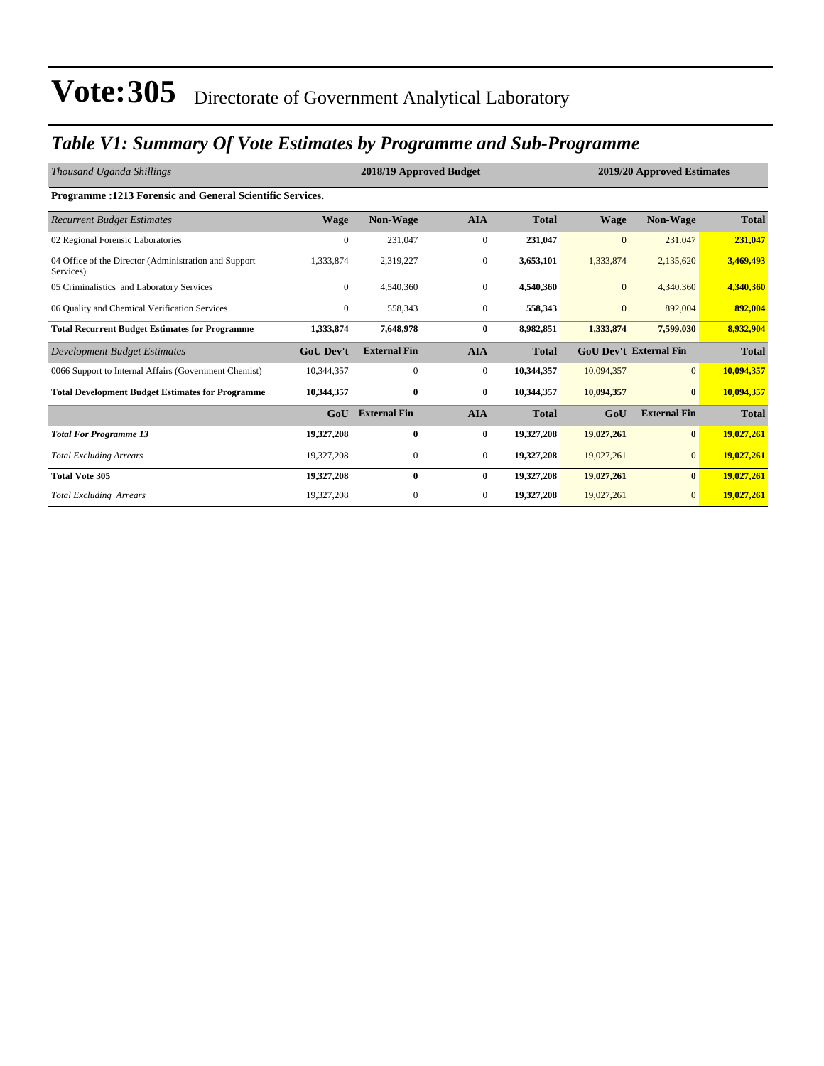# Vote:305 Directorate of Government Analytical Laboratory

## *Table V1: Summary Of Vote Estimates by Programme and Sub-Programme*

| *Thousand Uganda Shillings* | 2018/19 Approved Budget | | | | 2019/20 Approved Estimates | | |
|---|---|---|---|---|---|---|---|
| **Programme :1213 Forensic and General Scientific Services.** | | | | | | | |
| *Recurrent Budget Estimates* | **Wage** | **Non-Wage** | **AIA** | **Total** | **Wage** | **Non-Wage** | **Total** |
| 02 Regional Forensic Laboratories | 0 | 231,047 | 0 | **231,047** | 0 | 231,047 | **231,047** |
| 04 Office of the Director (Administration and Support Services) | 1,333,874 | 2,319,227 | 0 | **3,653,101** | 1,333,874 | 2,135,620 | **3,469,493** |
| 05 Criminalistics and Laboratory Services | 0 | 4,540,360 | 0 | **4,540,360** | 0 | 4,340,360 | **4,340,360** |
| 06 Quality and Chemical Verification Services | 0 | 558,343 | 0 | **558,343** | 0 | 892,004 | **892,004** |
| **Total Recurrent Budget Estimates for Programme** | **1,333,874** | **7,648,978** | **0** | **8,982,851** | **1,333,874** | **7,599,030** | **8,932,904** |
| *Development Budget Estimates* | **GoU Dev't** | **External Fin** | **AIA** | **Total** | **GoU Dev't** | **External Fin** | **Total** |
| 0066 Support to Internal Affairs (Government Chemist) | 10,344,357 | 0 | 0 | **10,344,357** | 10,094,357 | 0 | **10,094,357** |
| **Total Development Budget Estimates for Programme** | **10,344,357** | **0** | **0** | **10,344,357** | **10,094,357** | **0** | **10,094,357** |
| | **GoU** | **External Fin** | **AIA** | **Total** | **GoU** | **External Fin** | **Total** |
| ***Total For Programme 13*** | **19,327,208** | **0** | **0** | **19,327,208** | **19,027,261** | **0** | **19,027,261** |
| *Total Excluding Arrears* | 19,327,208 | 0 | 0 | **19,327,208** | 19,027,261 | 0 | **19,027,261** |
| **Total Vote 305** | **19,327,208** | **0** | **0** | **19,327,208** | **19,027,261** | **0** | **19,027,261** |
| *Total Excluding Arrears* | 19,327,208 | 0 | 0 | **19,327,208** | 19,027,261 | 0 | **19,027,261** |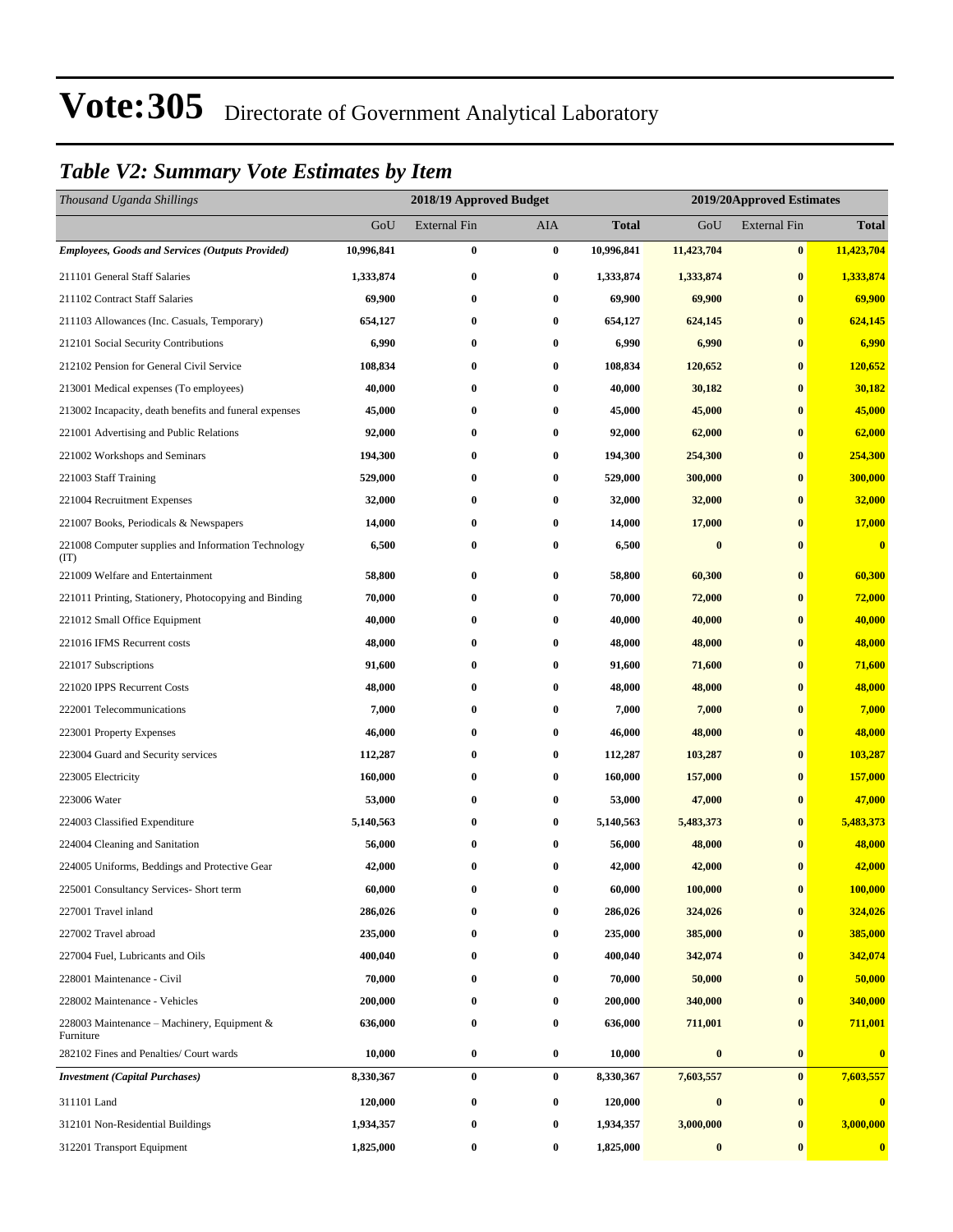# Vote:305 Directorate of Government Analytical Laboratory

## *Table V2: Summary Vote Estimates by Item*

| *Thousand Uganda Shillings* | 2018/19 Approved Budget | | | | 2019/20Approved Estimates | | |
|---|---|---|---|---|---|---|---|
| | GoU | External Fin | AIA | **Total** | GoU | External Fin | **Total** |
| ***Employees, Goods and Services (Outputs Provided)*** | **10,996,841** | **0** | **0** | **10,996,841** | **11,423,704** | **0** | **11,423,704** |
| 211101 General Staff Salaries | **1,333,874** | **0** | **0** | **1,333,874** | **1,333,874** | **0** | **1,333,874** |
| 211102 Contract Staff Salaries | **69,900** | **0** | **0** | **69,900** | **69,900** | **0** | **69,900** |
| 211103 Allowances (Inc. Casuals, Temporary) | **654,127** | **0** | **0** | **654,127** | **624,145** | **0** | **624,145** |
| 212101 Social Security Contributions | **6,990** | **0** | **0** | **6,990** | **6,990** | **0** | **6,990** |
| 212102 Pension for General Civil Service | **108,834** | **0** | **0** | **108,834** | **120,652** | **0** | **120,652** |
| 213001 Medical expenses (To employees) | **40,000** | **0** | **0** | **40,000** | **30,182** | **0** | **30,182** |
| 213002 Incapacity, death benefits and funeral expenses | **45,000** | **0** | **0** | **45,000** | **45,000** | **0** | **45,000** |
| 221001 Advertising and Public Relations | **92,000** | **0** | **0** | **92,000** | **62,000** | **0** | **62,000** |
| 221002 Workshops and Seminars | **194,300** | **0** | **0** | **194,300** | **254,300** | **0** | **254,300** |
| 221003 Staff Training | **529,000** | **0** | **0** | **529,000** | **300,000** | **0** | **300,000** |
| 221004 Recruitment Expenses | **32,000** | **0** | **0** | **32,000** | **32,000** | **0** | **32,000** |
| 221007 Books, Periodicals & Newspapers | **14,000** | **0** | **0** | **14,000** | **17,000** | **0** | **17,000** |
| 221008 Computer supplies and Information Technology (IT) | **6,500** | **0** | **0** | **6,500** | **0** | **0** | **0** |
| 221009 Welfare and Entertainment | **58,800** | **0** | **0** | **58,800** | **60,300** | **0** | **60,300** |
| 221011 Printing, Stationery, Photocopying and Binding | **70,000** | **0** | **0** | **70,000** | **72,000** | **0** | **72,000** |
| 221012 Small Office Equipment | **40,000** | **0** | **0** | **40,000** | **40,000** | **0** | **40,000** |
| 221016 IFMS Recurrent costs | **48,000** | **0** | **0** | **48,000** | **48,000** | **0** | **48,000** |
| 221017 Subscriptions | **91,600** | **0** | **0** | **91,600** | **71,600** | **0** | **71,600** |
| 221020 IPPS Recurrent Costs | **48,000** | **0** | **0** | **48,000** | **48,000** | **0** | **48,000** |
| 222001 Telecommunications | **7,000** | **0** | **0** | **7,000** | **7,000** | **0** | **7,000** |
| 223001 Property Expenses | **46,000** | **0** | **0** | **46,000** | **48,000** | **0** | **48,000** |
| 223004 Guard and Security services | **112,287** | **0** | **0** | **112,287** | **103,287** | **0** | **103,287** |
| 223005 Electricity | **160,000** | **0** | **0** | **160,000** | **157,000** | **0** | **157,000** |
| 223006 Water | **53,000** | **0** | **0** | **53,000** | **47,000** | **0** | **47,000** |
| 224003 Classified Expenditure | **5,140,563** | **0** | **0** | **5,140,563** | **5,483,373** | **0** | **5,483,373** |
| 224004 Cleaning and Sanitation | **56,000** | **0** | **0** | **56,000** | **48,000** | **0** | **48,000** |
| 224005 Uniforms, Beddings and Protective Gear | **42,000** | **0** | **0** | **42,000** | **42,000** | **0** | **42,000** |
| 225001 Consultancy Services- Short term | **60,000** | **0** | **0** | **60,000** | **100,000** | **0** | **100,000** |
| 227001 Travel inland | **286,026** | **0** | **0** | **286,026** | **324,026** | **0** | **324,026** |
| 227002 Travel abroad | **235,000** | **0** | **0** | **235,000** | **385,000** | **0** | **385,000** |
| 227004 Fuel, Lubricants and Oils | **400,040** | **0** | **0** | **400,040** | **342,074** | **0** | **342,074** |
| 228001 Maintenance - Civil | **70,000** | **0** | **0** | **70,000** | **50,000** | **0** | **50,000** |
| 228002 Maintenance - Vehicles | **200,000** | **0** | **0** | **200,000** | **340,000** | **0** | **340,000** |
| 228003 Maintenance – Machinery, Equipment & Furniture | **636,000** | **0** | **0** | **636,000** | **711,001** | **0** | **711,001** |
| 282102 Fines and Penalties/ Court wards | **10,000** | **0** | **0** | **10,000** | **0** | **0** | **0** |
| ***Investment (Capital Purchases)*** | **8,330,367** | **0** | **0** | **8,330,367** | **7,603,557** | **0** | **7,603,557** |
| 311101 Land | **120,000** | **0** | **0** | **120,000** | **0** | **0** | **0** |
| 312101 Non-Residential Buildings | **1,934,357** | **0** | **0** | **1,934,357** | **3,000,000** | **0** | **3,000,000** |
| 312201 Transport Equipment | **1,825,000** | **0** | **0** | **1,825,000** | **0** | **0** | **0** |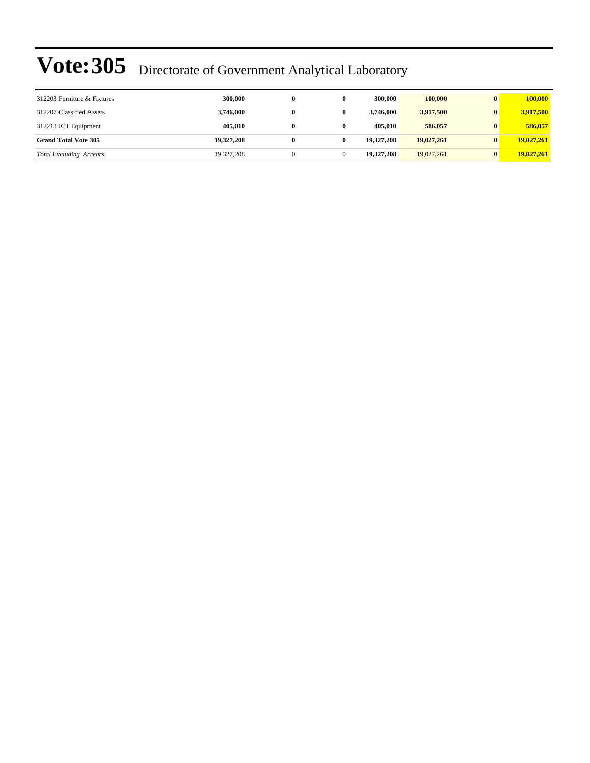# Vote:305 Directorate of Government Analytical Laboratory

| | | | | | | | |
|---|---|---|---|---|---|---|---|
| 312203 Furniture & Fixtures | **300,000** | **0** | **0** | **300,000** | **100,000** | **0** | **100,000** |
| 312207 Classified Assets | **3,746,000** | **0** | **0** | **3,746,000** | **3,917,500** | **0** | **3,917,500** |
| 312213 ICT Equipment | **405,010** | **0** | **0** | **405,010** | **586,057** | **0** | **586,057** |
| **Grand Total Vote 305** | **19,327,208** | **0** | **0** | **19,327,208** | **19,027,261** | **0** | **19,027,261** |
| *Total Excluding Arrears* | 19,327,208 | 0 | 0 | **19,327,208** | 19,027,261 | 0 | **19,027,261** |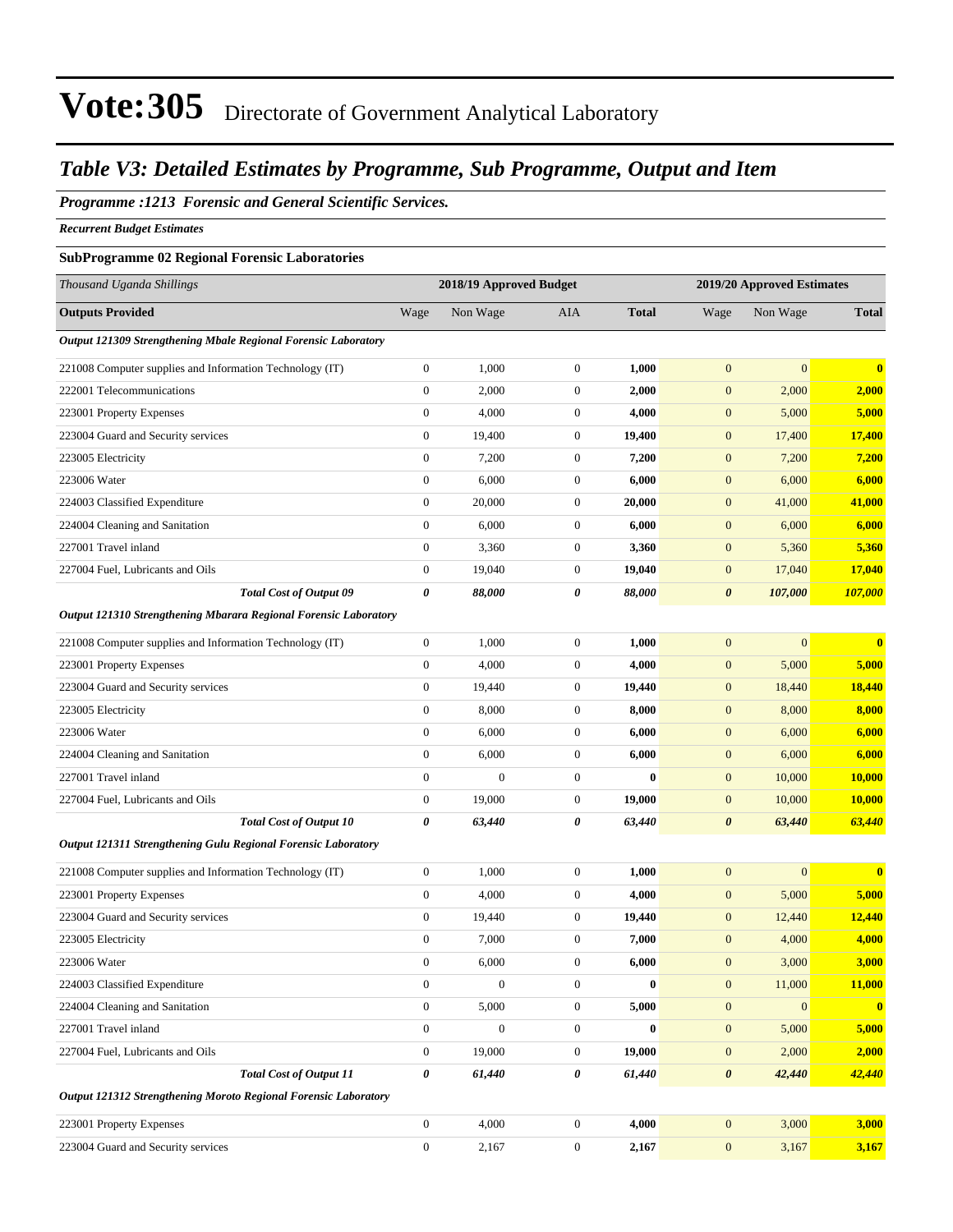# Vote:305 Directorate of Government Analytical Laboratory

## *Table V3: Detailed Estimates by Programme, Sub Programme, Output and Item*

***Programme :1213 Forensic and General Scientific Services.***

***Recurrent Budget Estimates***

**SubProgramme 02 Regional Forensic Laboratories**

| *Thousand Uganda Shillings* | 2018/19 Approved Budget | | | | 2019/20 Approved Estimates | | |
|---|---|---|---|---|---|---|---|
| **Outputs Provided** | Wage | Non Wage | AIA | **Total** | Wage | Non Wage | **Total** |
| ***Output 121309 Strengthening Mbale Regional Forensic Laboratory*** | | | | | | | |
| 221008 Computer supplies and Information Technology (IT) | 0 | 1,000 | 0 | **1,000** | 0 | 0 | **0** |
| 222001 Telecommunications | 0 | 2,000 | 0 | **2,000** | 0 | 2,000 | **2,000** |
| 223001 Property Expenses | 0 | 4,000 | 0 | **4,000** | 0 | 5,000 | **5,000** |
| 223004 Guard and Security services | 0 | 19,400 | 0 | **19,400** | 0 | 17,400 | **17,400** |
| 223005 Electricity | 0 | 7,200 | 0 | **7,200** | 0 | 7,200 | **7,200** |
| 223006 Water | 0 | 6,000 | 0 | **6,000** | 0 | 6,000 | **6,000** |
| 224003 Classified Expenditure | 0 | 20,000 | 0 | **20,000** | 0 | 41,000 | **41,000** |
| 224004 Cleaning and Sanitation | 0 | 6,000 | 0 | **6,000** | 0 | 6,000 | **6,000** |
| 227001 Travel inland | 0 | 3,360 | 0 | **3,360** | 0 | 5,360 | **5,360** |
| 227004 Fuel, Lubricants and Oils | 0 | 19,040 | 0 | **19,040** | 0 | 17,040 | **17,040** |
| ***Total Cost of Output 09*** | ***0*** | ***88,000*** | ***0*** | ***88,000*** | ***0*** | ***107,000*** | ***107,000*** |
| ***Output 121310 Strengthening Mbarara Regional Forensic Laboratory*** | | | | | | | |
| 221008 Computer supplies and Information Technology (IT) | 0 | 1,000 | 0 | **1,000** | 0 | 0 | **0** |
| 223001 Property Expenses | 0 | 4,000 | 0 | **4,000** | 0 | 5,000 | **5,000** |
| 223004 Guard and Security services | 0 | 19,440 | 0 | **19,440** | 0 | 18,440 | **18,440** |
| 223005 Electricity | 0 | 8,000 | 0 | **8,000** | 0 | 8,000 | **8,000** |
| 223006 Water | 0 | 6,000 | 0 | **6,000** | 0 | 6,000 | **6,000** |
| 224004 Cleaning and Sanitation | 0 | 6,000 | 0 | **6,000** | 0 | 6,000 | **6,000** |
| 227001 Travel inland | 0 | 0 | 0 | **0** | 0 | 10,000 | **10,000** |
| 227004 Fuel, Lubricants and Oils | 0 | 19,000 | 0 | **19,000** | 0 | 10,000 | **10,000** |
| ***Total Cost of Output 10*** | ***0*** | ***63,440*** | ***0*** | ***63,440*** | ***0*** | ***63,440*** | ***63,440*** |
| ***Output 121311 Strengthening Gulu Regional Forensic Laboratory*** | | | | | | | |
| 221008 Computer supplies and Information Technology (IT) | 0 | 1,000 | 0 | **1,000** | 0 | 0 | **0** |
| 223001 Property Expenses | 0 | 4,000 | 0 | **4,000** | 0 | 5,000 | **5,000** |
| 223004 Guard and Security services | 0 | 19,440 | 0 | **19,440** | 0 | 12,440 | **12,440** |
| 223005 Electricity | 0 | 7,000 | 0 | **7,000** | 0 | 4,000 | **4,000** |
| 223006 Water | 0 | 6,000 | 0 | **6,000** | 0 | 3,000 | **3,000** |
| 224003 Classified Expenditure | 0 | 0 | 0 | **0** | 0 | 11,000 | **11,000** |
| 224004 Cleaning and Sanitation | 0 | 5,000 | 0 | **5,000** | 0 | 0 | **0** |
| 227001 Travel inland | 0 | 0 | 0 | **0** | 0 | 5,000 | **5,000** |
| 227004 Fuel, Lubricants and Oils | 0 | 19,000 | 0 | **19,000** | 0 | 2,000 | **2,000** |
| ***Total Cost of Output 11*** | ***0*** | ***61,440*** | ***0*** | ***61,440*** | ***0*** | ***42,440*** | ***42,440*** |
| ***Output 121312 Strengthening Moroto Regional Forensic Laboratory*** | | | | | | | |
| 223001 Property Expenses | 0 | 4,000 | 0 | **4,000** | 0 | 3,000 | **3,000** |
| 223004 Guard and Security services | 0 | 2,167 | 0 | **2,167** | 0 | 3,167 | **3,167** |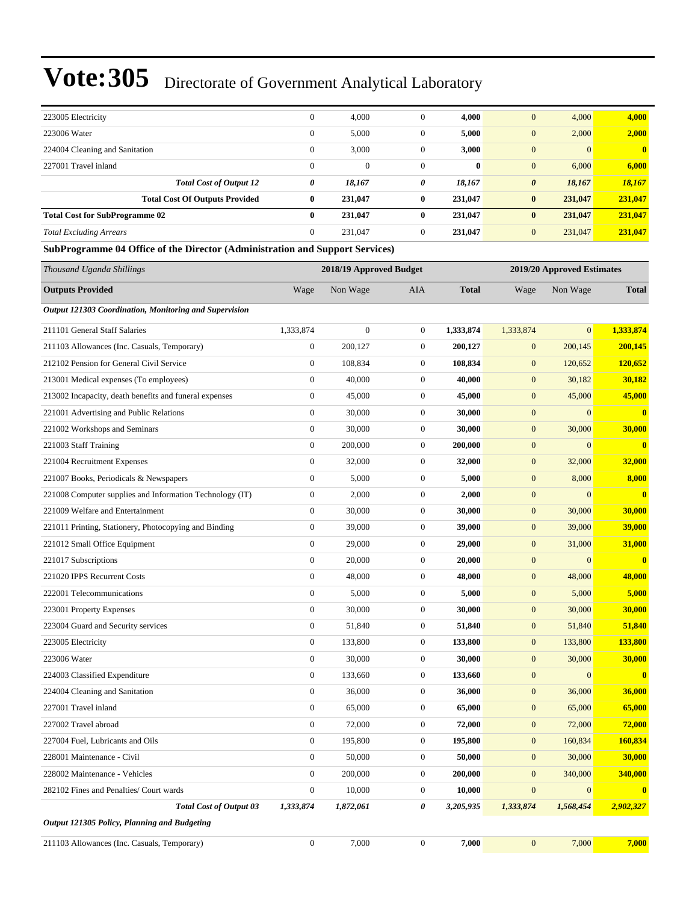# Vote:305 Directorate of Government Analytical Laboratory

| | | | | | | | |
|---|---|---|---|---|---|---|---|
| 223005 Electricity | 0 | 4,000 | 0 | **4,000** | 0 | 4,000 | **4,000** |
| 223006 Water | 0 | 5,000 | 0 | **5,000** | 0 | 2,000 | **2,000** |
| 224004 Cleaning and Sanitation | 0 | 3,000 | 0 | **3,000** | 0 | 0 | **0** |
| 227001 Travel inland | 0 | 0 | 0 | **0** | 0 | 6,000 | **6,000** |
| ***Total Cost of Output 12*** | ***0*** | ***18,167*** | ***0*** | ***18,167*** | ***0*** | ***18,167*** | ***18,167*** |
| **Total Cost Of Outputs Provided** | **0** | **231,047** | **0** | **231,047** | **0** | **231,047** | **231,047** |
| **Total Cost for SubProgramme 02** | **0** | **231,047** | **0** | **231,047** | **0** | **231,047** | **231,047** |
| *Total Excluding Arrears* | 0 | 231,047 | 0 | **231,047** | 0 | 231,047 | **231,047** |

**SubProgramme 04 Office of the Director (Administration and Support Services)**

| *Thousand Uganda Shillings* | 2018/19 Approved Budget | | | | 2019/20 Approved Estimates | | |
|---|---|---|---|---|---|---|---|
| **Outputs Provided** | Wage | Non Wage | AIA | **Total** | Wage | Non Wage | **Total** |
| ***Output 121303 Coordination, Monitoring and Supervision*** | | | | | | | |
| 211101 General Staff Salaries | 1,333,874 | 0 | 0 | **1,333,874** | 1,333,874 | 0 | **1,333,874** |
| 211103 Allowances (Inc. Casuals, Temporary) | 0 | 200,127 | 0 | **200,127** | 0 | 200,145 | **200,145** |
| 212102 Pension for General Civil Service | 0 | 108,834 | 0 | **108,834** | 0 | 120,652 | **120,652** |
| 213001 Medical expenses (To employees) | 0 | 40,000 | 0 | **40,000** | 0 | 30,182 | **30,182** |
| 213002 Incapacity, death benefits and funeral expenses | 0 | 45,000 | 0 | **45,000** | 0 | 45,000 | **45,000** |
| 221001 Advertising and Public Relations | 0 | 30,000 | 0 | **30,000** | 0 | 0 | **0** |
| 221002 Workshops and Seminars | 0 | 30,000 | 0 | **30,000** | 0 | 30,000 | **30,000** |
| 221003 Staff Training | 0 | 200,000 | 0 | **200,000** | 0 | 0 | **0** |
| 221004 Recruitment Expenses | 0 | 32,000 | 0 | **32,000** | 0 | 32,000 | **32,000** |
| 221007 Books, Periodicals & Newspapers | 0 | 5,000 | 0 | **5,000** | 0 | 8,000 | **8,000** |
| 221008 Computer supplies and Information Technology (IT) | 0 | 2,000 | 0 | **2,000** | 0 | 0 | **0** |
| 221009 Welfare and Entertainment | 0 | 30,000 | 0 | **30,000** | 0 | 30,000 | **30,000** |
| 221011 Printing, Stationery, Photocopying and Binding | 0 | 39,000 | 0 | **39,000** | 0 | 39,000 | **39,000** |
| 221012 Small Office Equipment | 0 | 29,000 | 0 | **29,000** | 0 | 31,000 | **31,000** |
| 221017 Subscriptions | 0 | 20,000 | 0 | **20,000** | 0 | 0 | **0** |
| 221020 IPPS Recurrent Costs | 0 | 48,000 | 0 | **48,000** | 0 | 48,000 | **48,000** |
| 222001 Telecommunications | 0 | 5,000 | 0 | **5,000** | 0 | 5,000 | **5,000** |
| 223001 Property Expenses | 0 | 30,000 | 0 | **30,000** | 0 | 30,000 | **30,000** |
| 223004 Guard and Security services | 0 | 51,840 | 0 | **51,840** | 0 | 51,840 | **51,840** |
| 223005 Electricity | 0 | 133,800 | 0 | **133,800** | 0 | 133,800 | **133,800** |
| 223006 Water | 0 | 30,000 | 0 | **30,000** | 0 | 30,000 | **30,000** |
| 224003 Classified Expenditure | 0 | 133,660 | 0 | **133,660** | 0 | 0 | **0** |
| 224004 Cleaning and Sanitation | 0 | 36,000 | 0 | **36,000** | 0 | 36,000 | **36,000** |
| 227001 Travel inland | 0 | 65,000 | 0 | **65,000** | 0 | 65,000 | **65,000** |
| 227002 Travel abroad | 0 | 72,000 | 0 | **72,000** | 0 | 72,000 | **72,000** |
| 227004 Fuel, Lubricants and Oils | 0 | 195,800 | 0 | **195,800** | 0 | 160,834 | **160,834** |
| 228001 Maintenance - Civil | 0 | 50,000 | 0 | **50,000** | 0 | 30,000 | **30,000** |
| 228002 Maintenance - Vehicles | 0 | 200,000 | 0 | **200,000** | 0 | 340,000 | **340,000** |
| 282102 Fines and Penalties/ Court wards | 0 | 10,000 | 0 | **10,000** | 0 | 0 | **0** |
| ***Total Cost of Output 03*** | ***1,333,874*** | ***1,872,061*** | ***0*** | ***3,205,935*** | ***1,333,874*** | ***1,568,454*** | ***2,902,327*** |
| ***Output 121305 Policy, Planning and Budgeting*** | | | | | | | |
| 211103 Allowances (Inc. Casuals, Temporary) | 0 | 7,000 | 0 | **7,000** | 0 | 7,000 | **7,000** |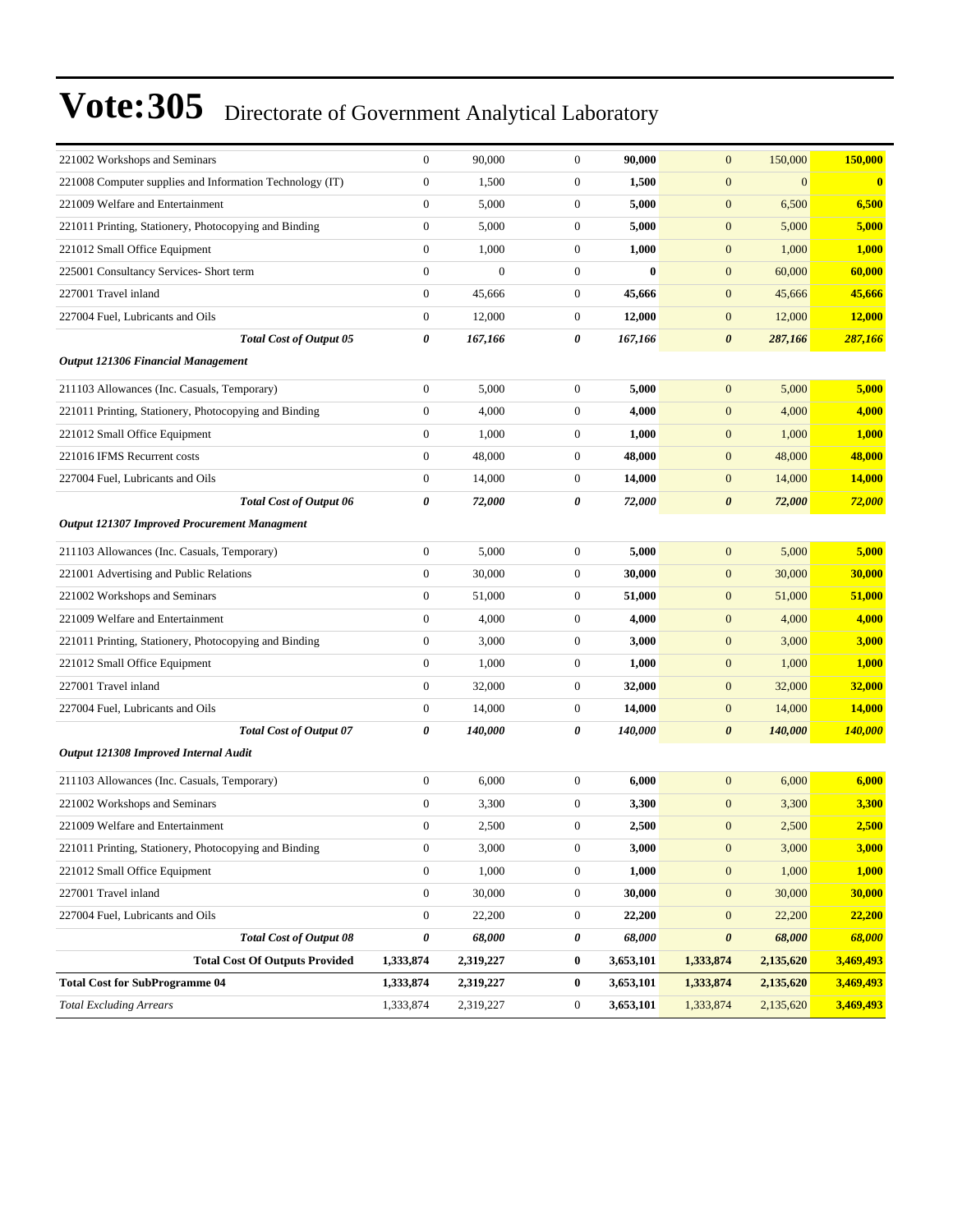# Vote:305 Directorate of Government Analytical Laboratory

| | | | | | | | |
|---|---|---|---|---|---|---|---|
| 221002 Workshops and Seminars | 0 | 90,000 | 0 | **90,000** | 0 | 150,000 | **150,000** |
| 221008 Computer supplies and Information Technology (IT) | 0 | 1,500 | 0 | **1,500** | 0 | 0 | **0** |
| 221009 Welfare and Entertainment | 0 | 5,000 | 0 | **5,000** | 0 | 6,500 | **6,500** |
| 221011 Printing, Stationery, Photocopying and Binding | 0 | 5,000 | 0 | **5,000** | 0 | 5,000 | **5,000** |
| 221012 Small Office Equipment | 0 | 1,000 | 0 | **1,000** | 0 | 1,000 | **1,000** |
| 225001 Consultancy Services- Short term | 0 | 0 | 0 | **0** | 0 | 60,000 | **60,000** |
| 227001 Travel inland | 0 | 45,666 | 0 | **45,666** | 0 | 45,666 | **45,666** |
| 227004 Fuel, Lubricants and Oils | 0 | 12,000 | 0 | **12,000** | 0 | 12,000 | **12,000** |
| ***Total Cost of Output 05*** | ***0*** | ***167,166*** | ***0*** | ***167,166*** | ***0*** | ***287,166*** | ***287,166*** |
| ***Output 121306 Financial Management*** | | | | | | | |
| 211103 Allowances (Inc. Casuals, Temporary) | 0 | 5,000 | 0 | **5,000** | 0 | 5,000 | **5,000** |
| 221011 Printing, Stationery, Photocopying and Binding | 0 | 4,000 | 0 | **4,000** | 0 | 4,000 | **4,000** |
| 221012 Small Office Equipment | 0 | 1,000 | 0 | **1,000** | 0 | 1,000 | **1,000** |
| 221016 IFMS Recurrent costs | 0 | 48,000 | 0 | **48,000** | 0 | 48,000 | **48,000** |
| 227004 Fuel, Lubricants and Oils | 0 | 14,000 | 0 | **14,000** | 0 | 14,000 | **14,000** |
| ***Total Cost of Output 06*** | ***0*** | ***72,000*** | ***0*** | ***72,000*** | ***0*** | ***72,000*** | ***72,000*** |
| ***Output 121307 Improved Procurement Managment*** | | | | | | | |
| 211103 Allowances (Inc. Casuals, Temporary) | 0 | 5,000 | 0 | **5,000** | 0 | 5,000 | **5,000** |
| 221001 Advertising and Public Relations | 0 | 30,000 | 0 | **30,000** | 0 | 30,000 | **30,000** |
| 221002 Workshops and Seminars | 0 | 51,000 | 0 | **51,000** | 0 | 51,000 | **51,000** |
| 221009 Welfare and Entertainment | 0 | 4,000 | 0 | **4,000** | 0 | 4,000 | **4,000** |
| 221011 Printing, Stationery, Photocopying and Binding | 0 | 3,000 | 0 | **3,000** | 0 | 3,000 | **3,000** |
| 221012 Small Office Equipment | 0 | 1,000 | 0 | **1,000** | 0 | 1,000 | **1,000** |
| 227001 Travel inland | 0 | 32,000 | 0 | **32,000** | 0 | 32,000 | **32,000** |
| 227004 Fuel, Lubricants and Oils | 0 | 14,000 | 0 | **14,000** | 0 | 14,000 | **14,000** |
| ***Total Cost of Output 07*** | ***0*** | ***140,000*** | ***0*** | ***140,000*** | ***0*** | ***140,000*** | ***140,000*** |
| ***Output 121308 Improved Internal Audit*** | | | | | | | |
| 211103 Allowances (Inc. Casuals, Temporary) | 0 | 6,000 | 0 | **6,000** | 0 | 6,000 | **6,000** |
| 221002 Workshops and Seminars | 0 | 3,300 | 0 | **3,300** | 0 | 3,300 | **3,300** |
| 221009 Welfare and Entertainment | 0 | 2,500 | 0 | **2,500** | 0 | 2,500 | **2,500** |
| 221011 Printing, Stationery, Photocopying and Binding | 0 | 3,000 | 0 | **3,000** | 0 | 3,000 | **3,000** |
| 221012 Small Office Equipment | 0 | 1,000 | 0 | **1,000** | 0 | 1,000 | **1,000** |
| 227001 Travel inland | 0 | 30,000 | 0 | **30,000** | 0 | 30,000 | **30,000** |
| 227004 Fuel, Lubricants and Oils | 0 | 22,200 | 0 | **22,200** | 0 | 22,200 | **22,200** |
| ***Total Cost of Output 08*** | ***0*** | ***68,000*** | ***0*** | ***68,000*** | ***0*** | ***68,000*** | ***68,000*** |
| **Total Cost Of Outputs Provided** | **1,333,874** | **2,319,227** | **0** | **3,653,101** | **1,333,874** | **2,135,620** | **3,469,493** |
| **Total Cost for SubProgramme 04** | **1,333,874** | **2,319,227** | **0** | **3,653,101** | **1,333,874** | **2,135,620** | **3,469,493** |
| *Total Excluding Arrears* | 1,333,874 | 2,319,227 | 0 | **3,653,101** | 1,333,874 | 2,135,620 | **3,469,493** |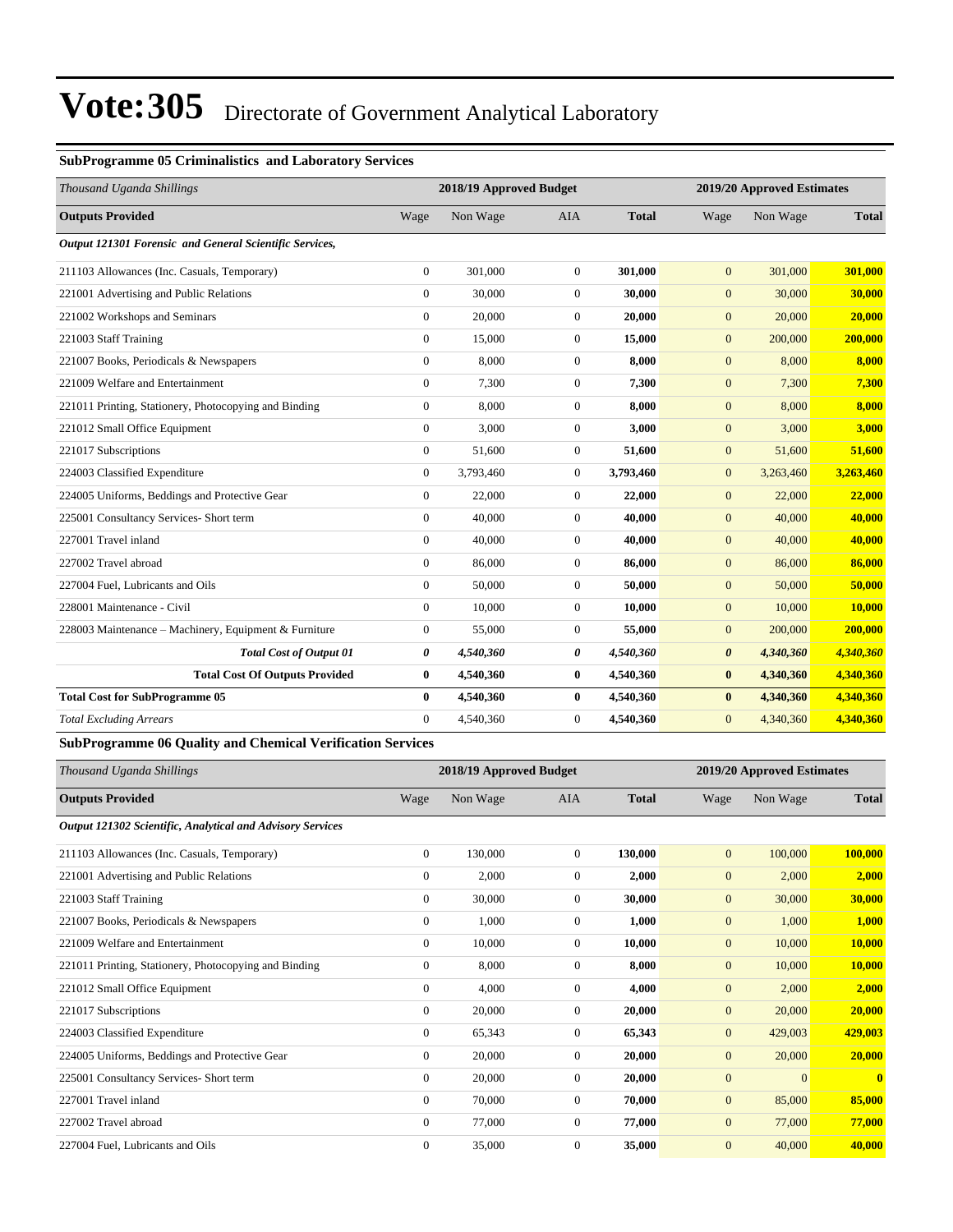# Vote:305 Directorate of Government Analytical Laboratory

### SubProgramme 05 Criminalistics and Laboratory Services

| *Thousand Uganda Shillings* | 2018/19 Approved Budget | | | | 2019/20 Approved Estimates | | |
|---|---|---|---|---|---|---|---|
| **Outputs Provided** | Wage | Non Wage | AIA | **Total** | Wage | Non Wage | **Total** |
| ***Output 121301 Forensic and General Scientific Services,*** | | | | | | | |
| 211103 Allowances (Inc. Casuals, Temporary) | 0 | 301,000 | 0 | **301,000** | 0 | 301,000 | **301,000** |
| 221001 Advertising and Public Relations | 0 | 30,000 | 0 | **30,000** | 0 | 30,000 | **30,000** |
| 221002 Workshops and Seminars | 0 | 20,000 | 0 | **20,000** | 0 | 20,000 | **20,000** |
| 221003 Staff Training | 0 | 15,000 | 0 | **15,000** | 0 | 200,000 | **200,000** |
| 221007 Books, Periodicals & Newspapers | 0 | 8,000 | 0 | **8,000** | 0 | 8,000 | **8,000** |
| 221009 Welfare and Entertainment | 0 | 7,300 | 0 | **7,300** | 0 | 7,300 | **7,300** |
| 221011 Printing, Stationery, Photocopying and Binding | 0 | 8,000 | 0 | **8,000** | 0 | 8,000 | **8,000** |
| 221012 Small Office Equipment | 0 | 3,000 | 0 | **3,000** | 0 | 3,000 | **3,000** |
| 221017 Subscriptions | 0 | 51,600 | 0 | **51,600** | 0 | 51,600 | **51,600** |
| 224003 Classified Expenditure | 0 | 3,793,460 | 0 | **3,793,460** | 0 | 3,263,460 | **3,263,460** |
| 224005 Uniforms, Beddings and Protective Gear | 0 | 22,000 | 0 | **22,000** | 0 | 22,000 | **22,000** |
| 225001 Consultancy Services- Short term | 0 | 40,000 | 0 | **40,000** | 0 | 40,000 | **40,000** |
| 227001 Travel inland | 0 | 40,000 | 0 | **40,000** | 0 | 40,000 | **40,000** |
| 227002 Travel abroad | 0 | 86,000 | 0 | **86,000** | 0 | 86,000 | **86,000** |
| 227004 Fuel, Lubricants and Oils | 0 | 50,000 | 0 | **50,000** | 0 | 50,000 | **50,000** |
| 228001 Maintenance - Civil | 0 | 10,000 | 0 | **10,000** | 0 | 10,000 | **10,000** |
| 228003 Maintenance – Machinery, Equipment & Furniture | 0 | 55,000 | 0 | **55,000** | 0 | 200,000 | **200,000** |
| ***Total Cost of Output 01*** | ***0*** | ***4,540,360*** | ***0*** | ***4,540,360*** | ***0*** | ***4,340,360*** | ***4,340,360*** |
| **Total Cost Of Outputs Provided** | **0** | **4,540,360** | **0** | **4,540,360** | **0** | **4,340,360** | **4,340,360** |
| **Total Cost for SubProgramme 05** | **0** | **4,540,360** | **0** | **4,540,360** | **0** | **4,340,360** | **4,340,360** |
| *Total Excluding Arrears* | 0 | 4,540,360 | 0 | **4,540,360** | 0 | 4,340,360 | **4,340,360** |

### SubProgramme 06 Quality and Chemical Verification Services

| *Thousand Uganda Shillings* | 2018/19 Approved Budget | | | | 2019/20 Approved Estimates | | |
|---|---|---|---|---|---|---|---|
| **Outputs Provided** | Wage | Non Wage | AIA | **Total** | Wage | Non Wage | **Total** |
| ***Output 121302 Scientific, Analytical and Advisory Services*** | | | | | | | |
| 211103 Allowances (Inc. Casuals, Temporary) | 0 | 130,000 | 0 | **130,000** | 0 | 100,000 | **100,000** |
| 221001 Advertising and Public Relations | 0 | 2,000 | 0 | **2,000** | 0 | 2,000 | **2,000** |
| 221003 Staff Training | 0 | 30,000 | 0 | **30,000** | 0 | 30,000 | **30,000** |
| 221007 Books, Periodicals & Newspapers | 0 | 1,000 | 0 | **1,000** | 0 | 1,000 | **1,000** |
| 221009 Welfare and Entertainment | 0 | 10,000 | 0 | **10,000** | 0 | 10,000 | **10,000** |
| 221011 Printing, Stationery, Photocopying and Binding | 0 | 8,000 | 0 | **8,000** | 0 | 10,000 | **10,000** |
| 221012 Small Office Equipment | 0 | 4,000 | 0 | **4,000** | 0 | 2,000 | **2,000** |
| 221017 Subscriptions | 0 | 20,000 | 0 | **20,000** | 0 | 20,000 | **20,000** |
| 224003 Classified Expenditure | 0 | 65,343 | 0 | **65,343** | 0 | 429,003 | **429,003** |
| 224005 Uniforms, Beddings and Protective Gear | 0 | 20,000 | 0 | **20,000** | 0 | 20,000 | **20,000** |
| 225001 Consultancy Services- Short term | 0 | 20,000 | 0 | **20,000** | 0 | 0 | **0** |
| 227001 Travel inland | 0 | 70,000 | 0 | **70,000** | 0 | 85,000 | **85,000** |
| 227002 Travel abroad | 0 | 77,000 | 0 | **77,000** | 0 | 77,000 | **77,000** |
| 227004 Fuel, Lubricants and Oils | 0 | 35,000 | 0 | **35,000** | 0 | 40,000 | **40,000** |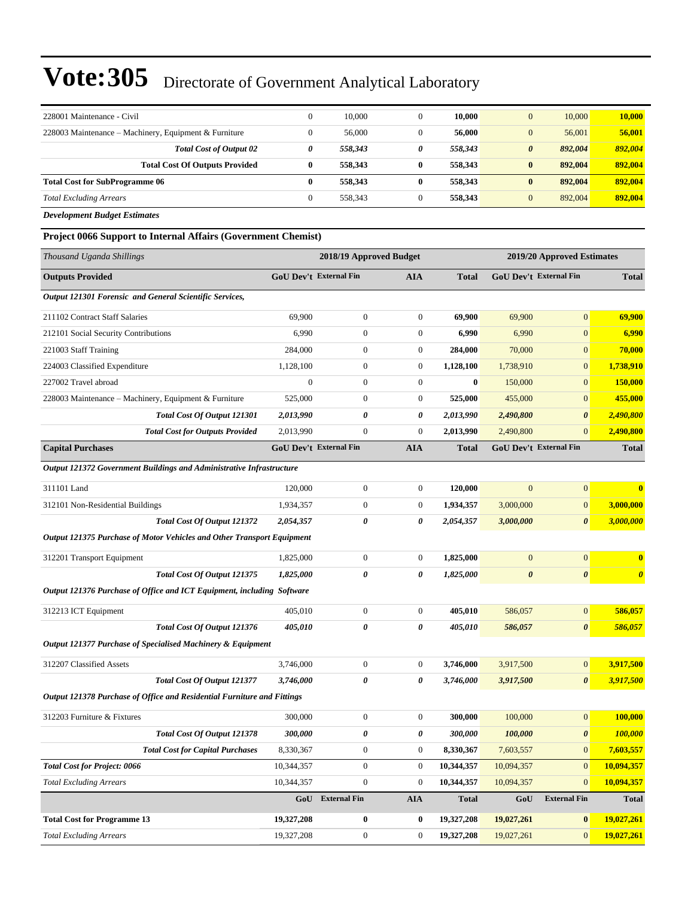# Vote:305 Directorate of Government Analytical Laboratory

| | | | | | | | |
|---|---|---|---|---|---|---|---|
| 228001 Maintenance - Civil | 0 | 10,000 | 0 | **10,000** | 0 | 10,000 | **10,000** |
| 228003 Maintenance – Machinery, Equipment & Furniture | 0 | 56,000 | 0 | **56,000** | 0 | 56,001 | **56,001** |
| ***Total Cost of Output 02*** | ***0*** | ***558,343*** | ***0*** | ***558,343*** | ***0*** | ***892,004*** | ***892,004*** |
| **Total Cost Of Outputs Provided** | **0** | **558,343** | **0** | **558,343** | **0** | **892,004** | **892,004** |
| **Total Cost for SubProgramme 06** | **0** | **558,343** | **0** | **558,343** | **0** | **892,004** | **892,004** |
| *Total Excluding Arrears* | 0 | 558,343 | 0 | **558,343** | 0 | 892,004 | **892,004** |

***Development Budget Estimates***

**Project 0066 Support to Internal Affairs (Government Chemist)**

| *Thousand Uganda Shillings* | 2018/19 Approved Budget | | | | 2019/20 Approved Estimates | | |
|---|---|---|---|---|---|---|---|
| **Outputs Provided** | **GoU Dev't** | **External Fin** | **AIA** | **Total** | **GoU Dev't** | **External Fin** | **Total** |
| ***Output 121301 Forensic and General Scientific Services,*** | | | | | | | |
| 211102 Contract Staff Salaries | 69,900 | 0 | 0 | **69,900** | 69,900 | 0 | **69,900** |
| 212101 Social Security Contributions | 6,990 | 0 | 0 | **6,990** | 6,990 | 0 | **6,990** |
| 221003 Staff Training | 284,000 | 0 | 0 | **284,000** | 70,000 | 0 | **70,000** |
| 224003 Classified Expenditure | 1,128,100 | 0 | 0 | **1,128,100** | 1,738,910 | 0 | **1,738,910** |
| 227002 Travel abroad | 0 | 0 | 0 | **0** | 150,000 | 0 | **150,000** |
| 228003 Maintenance – Machinery, Equipment & Furniture | 525,000 | 0 | 0 | **525,000** | 455,000 | 0 | **455,000** |
| ***Total Cost Of Output 121301*** | ***2,013,990*** | ***0*** | ***0*** | ***2,013,990*** | ***2,490,800*** | ***0*** | ***2,490,800*** |
| ***Total Cost for Outputs Provided*** | 2,013,990 | 0 | 0 | **2,013,990** | 2,490,800 | 0 | **2,490,800** |
| **Capital Purchases** | **GoU Dev't** | **External Fin** | **AIA** | **Total** | **GoU Dev't** | **External Fin** | **Total** |
| ***Output 121372 Government Buildings and Administrative Infrastructure*** | | | | | | | |
| 311101 Land | 120,000 | 0 | 0 | **120,000** | 0 | 0 | **0** |
| 312101 Non-Residential Buildings | 1,934,357 | 0 | 0 | **1,934,357** | 3,000,000 | 0 | **3,000,000** |
| ***Total Cost Of Output 121372*** | ***2,054,357*** | ***0*** | ***0*** | ***2,054,357*** | ***3,000,000*** | ***0*** | ***3,000,000*** |
| ***Output 121375 Purchase of Motor Vehicles and Other Transport Equipment*** | | | | | | | |
| 312201 Transport Equipment | 1,825,000 | 0 | 0 | **1,825,000** | 0 | 0 | **0** |
| ***Total Cost Of Output 121375*** | ***1,825,000*** | ***0*** | ***0*** | ***1,825,000*** | ***0*** | ***0*** | ***0*** |
| ***Output 121376 Purchase of Office and ICT Equipment, including Software*** | | | | | | | |
| 312213 ICT Equipment | 405,010 | 0 | 0 | **405,010** | 586,057 | 0 | **586,057** |
| ***Total Cost Of Output 121376*** | ***405,010*** | ***0*** | ***0*** | ***405,010*** | ***586,057*** | ***0*** | ***586,057*** |
| ***Output 121377 Purchase of Specialised Machinery & Equipment*** | | | | | | | |
| 312207 Classified Assets | 3,746,000 | 0 | 0 | **3,746,000** | 3,917,500 | 0 | **3,917,500** |
| ***Total Cost Of Output 121377*** | ***3,746,000*** | ***0*** | ***0*** | ***3,746,000*** | ***3,917,500*** | ***0*** | ***3,917,500*** |
| ***Output 121378 Purchase of Office and Residential Furniture and Fittings*** | | | | | | | |
| 312203 Furniture & Fixtures | 300,000 | 0 | 0 | **300,000** | 100,000 | 0 | **100,000** |
| ***Total Cost Of Output 121378*** | ***300,000*** | ***0*** | ***0*** | ***300,000*** | ***100,000*** | ***0*** | ***100,000*** |
| ***Total Cost for Capital Purchases*** | 8,330,367 | 0 | 0 | **8,330,367** | 7,603,557 | 0 | **7,603,557** |
| ***Total Cost for Project: 0066*** | 10,344,357 | 0 | 0 | **10,344,357** | 10,094,357 | 0 | **10,094,357** |
| *Total Excluding Arrears* | 10,344,357 | 0 | 0 | **10,344,357** | 10,094,357 | 0 | **10,094,357** |
| | **GoU** | **External Fin** | **AIA** | **Total** | **GoU** | **External Fin** | **Total** |
| **Total Cost for Programme 13** | **19,327,208** | **0** | **0** | **19,327,208** | **19,027,261** | **0** | **19,027,261** |
| *Total Excluding Arrears* | 19,327,208 | 0 | 0 | **19,327,208** | 19,027,261 | 0 | **19,027,261** |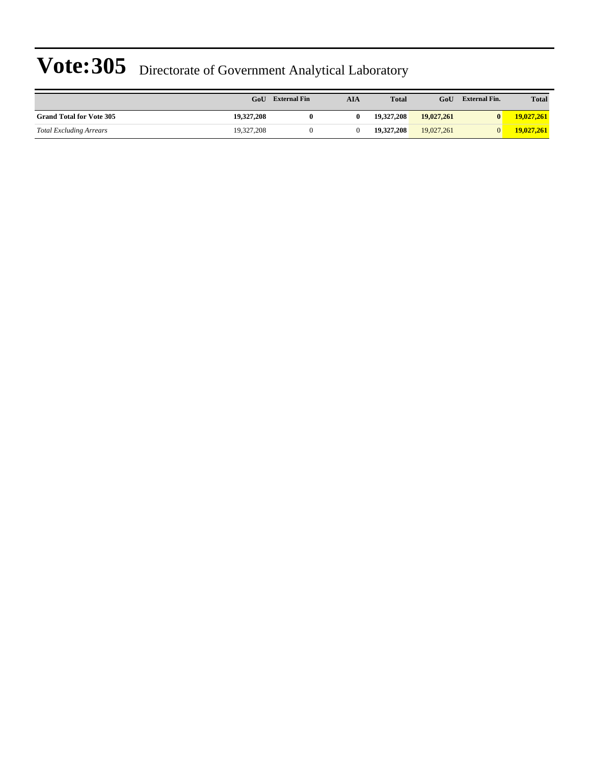# Vote:305 Directorate of Government Analytical Laboratory

| | GoU | External Fin | AIA | Total | GoU | External Fin. | Total |
|---|---|---|---|---|---|---|---|
| **Grand Total for Vote 305** | **19,327,208** | **0** | **0** | **19,327,208** | **19,027,261** | **0** | **19,027,261** |
| *Total Excluding Arrears* | 19,327,208 | 0 | 0 | **19,327,208** | 19,027,261 | 0 | **19,027,261** |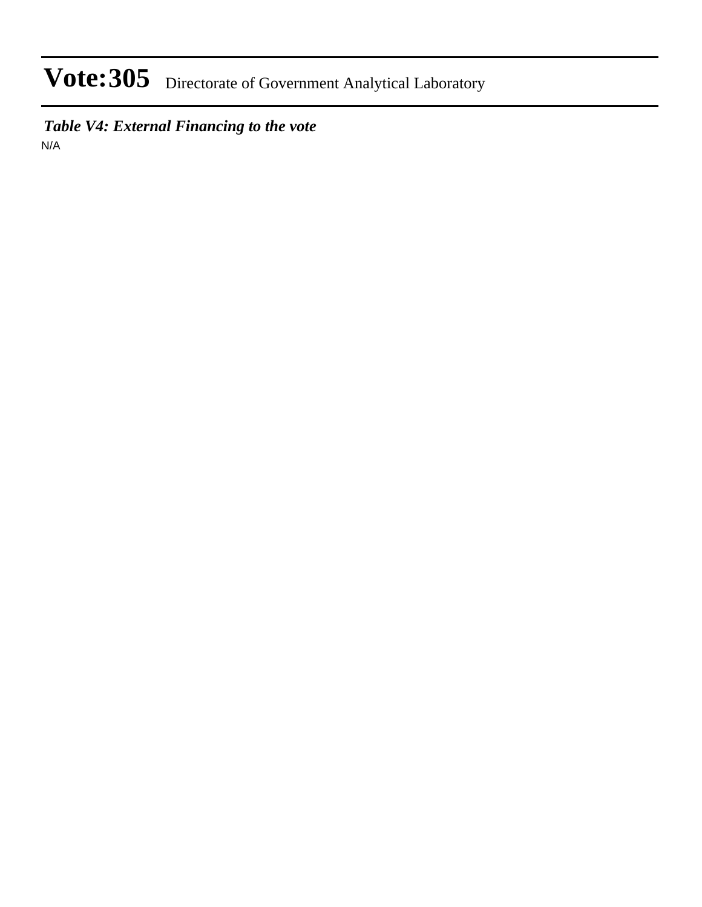# Vote:305 Directorate of Government Analytical Laboratory

***Table V4: External Financing to the vote***

N/A